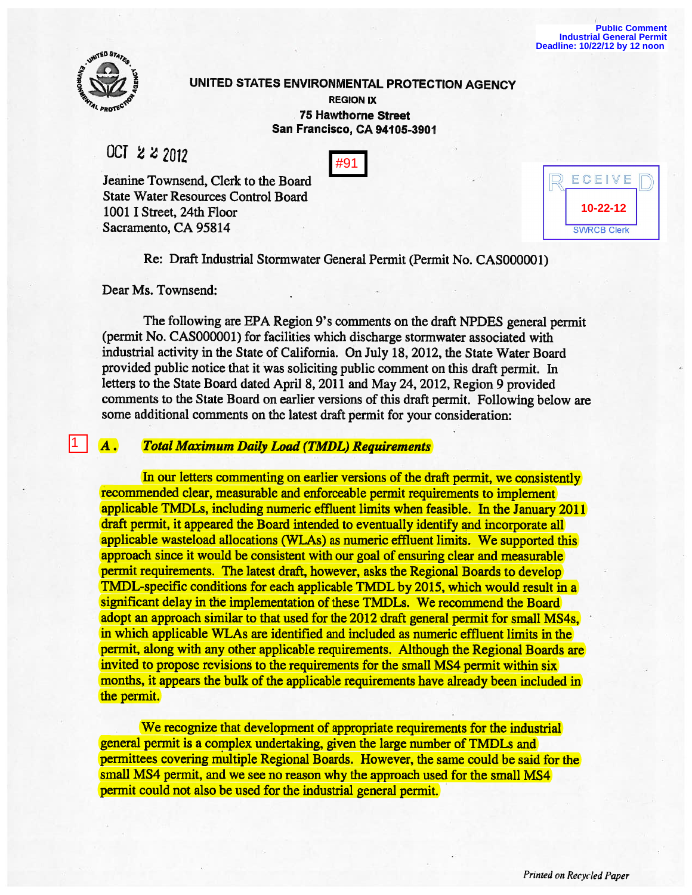Public Comment
Industrial General Permit
Deadline: 10/22/12 by 12 noon

**UNITED STATES ENVIRONMENTAL PROTECTION AGENCY**
**REGION IX**
**75 Hawthorne Street**
**San Francisco, CA 94105-3901**

OCT 2 2 2012

#91

RECEIVED
10-22-12
SWRCB Clerk

Jeanine Townsend, Clerk to the Board
State Water Resources Control Board
1001 I Street, 24th Floor
Sacramento, CA 95814

Re: Draft Industrial Stormwater General Permit (Permit No. CAS000001)

Dear Ms. Townsend:

The following are EPA Region 9's comments on the draft NPDES general permit (permit No. CAS000001) for facilities which discharge stormwater associated with industrial activity in the State of California. On July 18, 2012, the State Water Board provided public notice that it was soliciting public comment on this draft permit. In letters to the State Board dated April 8, 2011 and May 24, 2012, Region 9 provided comments to the State Board on earlier versions of this draft permit. Following below are some additional comments on the latest draft permit for your consideration:

1

**A. *Total Maximum Daily Load (TMDL) Requirements***

In our letters commenting on earlier versions of the draft permit, we consistently recommended clear, measurable and enforceable permit requirements to implement applicable TMDLs, including numeric effluent limits when feasible. In the January 2011 draft permit, it appeared the Board intended to eventually identify and incorporate all applicable wasteload allocations (WLAs) as numeric effluent limits. We supported this approach since it would be consistent with our goal of ensuring clear and measurable permit requirements. The latest draft, however, asks the Regional Boards to develop TMDL-specific conditions for each applicable TMDL by 2015, which would result in a significant delay in the implementation of these TMDLs. We recommend the Board adopt an approach similar to that used for the 2012 draft general permit for small MS4s, in which applicable WLAs are identified and included as numeric effluent limits in the permit, along with any other applicable requirements. Although the Regional Boards are invited to propose revisions to the requirements for the small MS4 permit within six months, it appears the bulk of the applicable requirements have already been included in the permit.

We recognize that development of appropriate requirements for the industrial general permit is a complex undertaking, given the large number of TMDLs and permittees covering multiple Regional Boards. However, the same could be said for the small MS4 permit, and we see no reason why the approach used for the small MS4 permit could not also be used for the industrial general permit.

*Printed on Recycled Paper*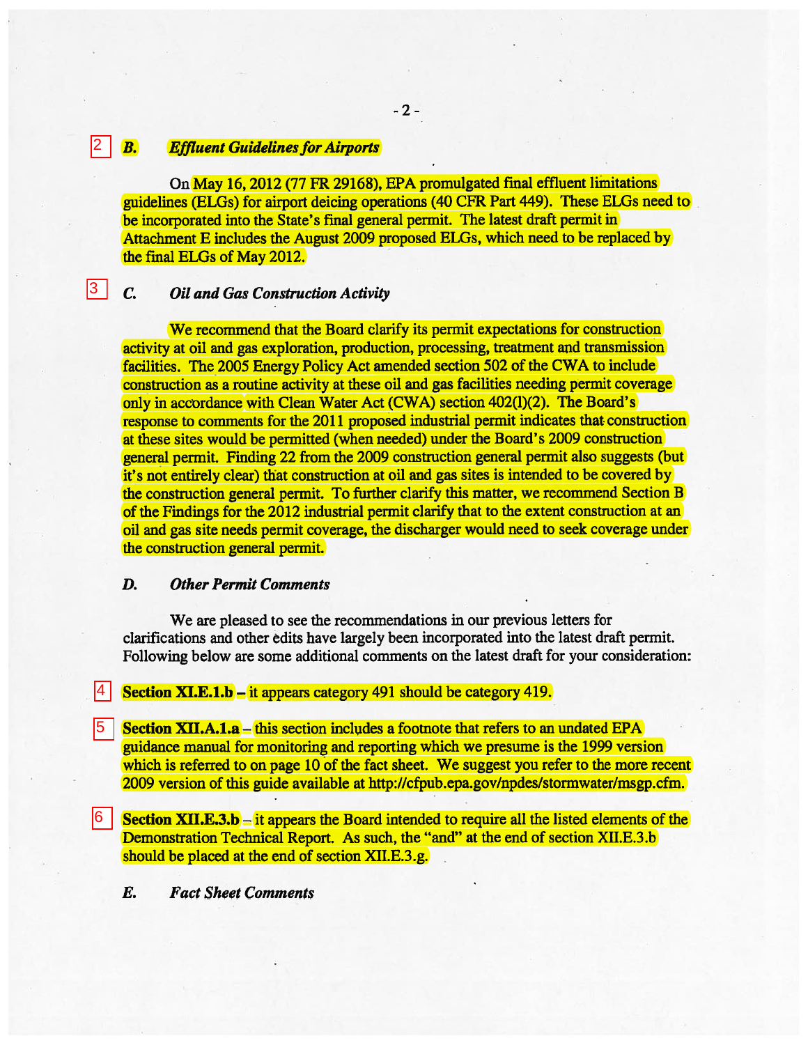2 ### *B. Effluent Guidelines for Airports*

On May 16, 2012 (77 FR 29168), EPA promulgated final effluent limitations guidelines (ELGs) for airport deicing operations (40 CFR Part 449). These ELGs need to be incorporated into the State's final general permit. The latest draft permit in Attachment E includes the August 2009 proposed ELGs, which need to be replaced by the final ELGs of May 2012.

3 ### *C. Oil and Gas Construction Activity*

We recommend that the Board clarify its permit expectations for construction activity at oil and gas exploration, production, processing, treatment and transmission facilities. The 2005 Energy Policy Act amended section 502 of the CWA to include construction as a routine activity at these oil and gas facilities needing permit coverage only in accordance with Clean Water Act (CWA) section 402(l)(2). The Board's response to comments for the 2011 proposed industrial permit indicates that construction at these sites would be permitted (when needed) under the Board's 2009 construction general permit. Finding 22 from the 2009 construction general permit also suggests (but it's not entirely clear) that construction at oil and gas sites is intended to be covered by the construction general permit. To further clarify this matter, we recommend Section B of the Findings for the 2012 industrial permit clarify that to the extent construction at an oil and gas site needs permit coverage, the discharger would need to seek coverage under the construction general permit.

### *D. Other Permit Comments*

We are pleased to see the recommendations in our previous letters for clarifications and other edits have largely been incorporated into the latest draft permit. Following below are some additional comments on the latest draft for your consideration:

4 **Section XI.E.1.b** – it appears category 491 should be category 419.

5 **Section XII.A.1.a** – this section includes a footnote that refers to an undated EPA guidance manual for monitoring and reporting which we presume is the 1999 version which is referred to on page 10 of the fact sheet. We suggest you refer to the more recent 2009 version of this guide available at http://cfpub.epa.gov/npdes/stormwater/msgp.cfm.

6 **Section XII.E.3.b** – it appears the Board intended to require all the listed elements of the Demonstration Technical Report. As such, the "and" at the end of section XII.E.3.b should be placed at the end of section XII.E.3.g.

### *E. Fact Sheet Comments*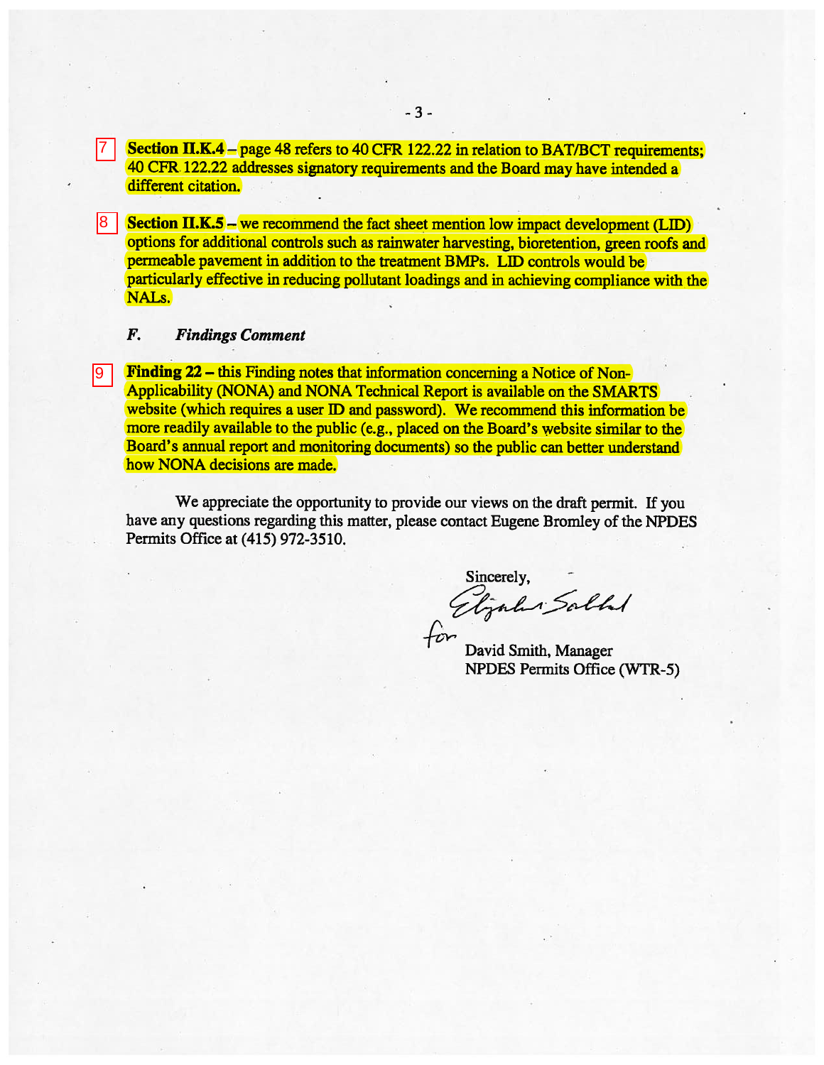7 **Section II.K.4** – page 48 refers to 40 CFR 122.22 in relation to BAT/BCT requirements; 40 CFR 122.22 addresses signatory requirements and the Board may have intended a different citation.

8 **Section II.K.5** – we recommend the fact sheet mention low impact development (LID) options for additional controls such as rainwater harvesting, bioretention, green roofs and permeable pavement in addition to the treatment BMPs. LID controls would be particularly effective in reducing pollutant loadings and in achieving compliance with the NALs.

***F. Findings Comment***

9 **Finding 22** – this Finding notes that information concerning a Notice of Non-Applicability (NONA) and NONA Technical Report is available on the SMARTS website (which requires a user ID and password). We recommend this information be more readily available to the public (e.g., placed on the Board's website similar to the Board's annual report and monitoring documents) so the public can better understand how NONA decisions are made.

We appreciate the opportunity to provide our views on the draft permit. If you have any questions regarding this matter, please contact Eugene Bromley of the NPDES Permits Office at (415) 972-3510.

Sincerely,

Elizabeth Sablad
for

David Smith, Manager
NPDES Permits Office (WTR-5)